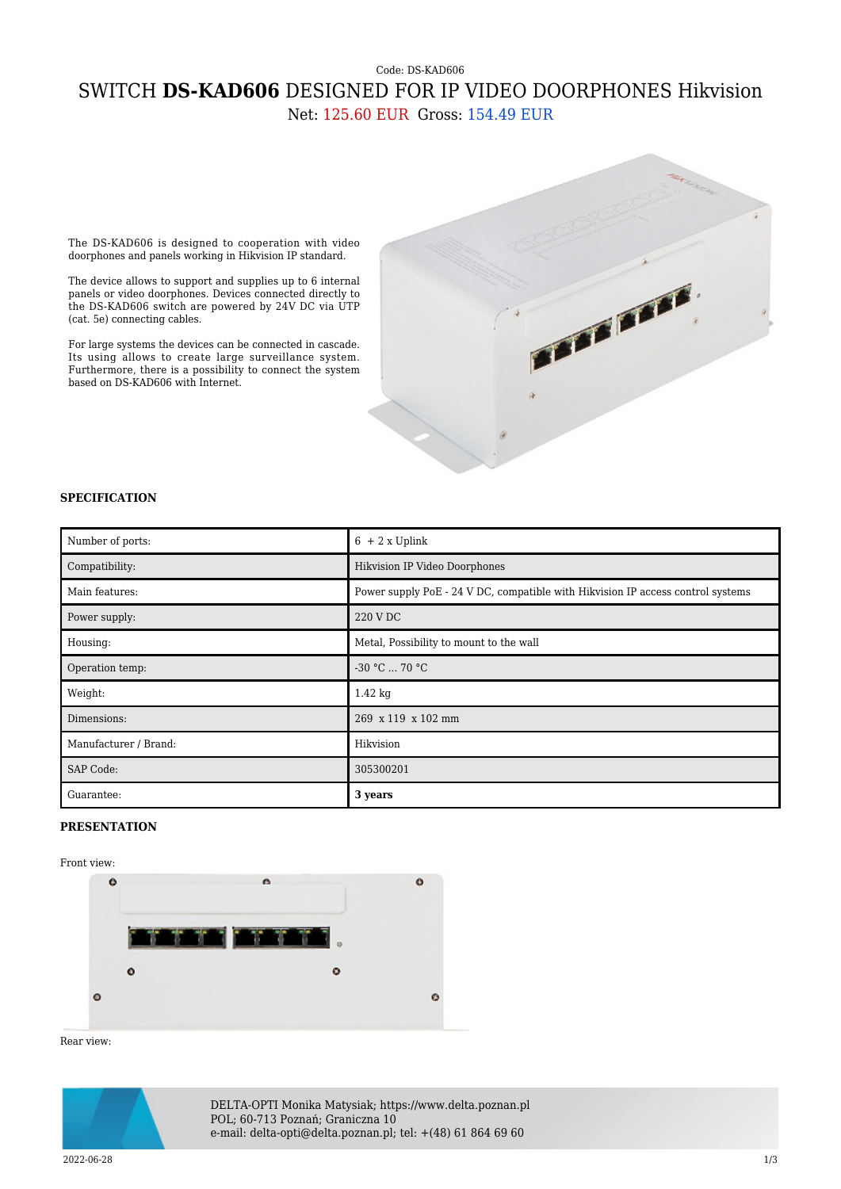Code: DS-KAD606

# SWITCH **DS-KAD606** DESIGNED FOR IP VIDEO DOORPHONES Hikvision

Net: 125.60 EUR Gross: 154.49 EUR

The DS-KAD606 is designed to cooperation with video doorphones and panels working in Hikvision IP standard.

The device allows to support and supplies up to 6 internal panels or video doorphones. Devices connected directly to the DS-KAD606 switch are powered by 24V DC via UTP (cat. 5e) connecting cables.

For large systems the devices can be connected in cascade. Its using allows to create large surveillance system. Furthermore, there is a possibility to connect the system based on DS-KAD606 with Internet.

## SPECIFICATION

| | |
|---|---|
| Number of ports: | 6 + 2 x Uplink |
| Compatibility: | Hikvision IP Video Doorphones |
| Main features: | Power supply PoE - 24 V DC, compatible with Hikvision IP access control systems |
| Power supply: | 220 V DC |
| Housing: | Metal, Possibility to mount to the wall |
| Operation temp: | -30 °C ... 70 °C |
| Weight: | 1.42 kg |
| Dimensions: | 269 x 119 x 102 mm |
| Manufacturer / Brand: | Hikvision |
| SAP Code: | 305300201 |
| Guarantee: | **3 years** |

## PRESENTATION

Front view:

Rear view:

DELTA-OPTI Monika Matysiak; https://www.delta.poznan.pl
POL; 60-713 Poznań; Graniczna 10
e-mail: delta-opti@delta.poznan.pl; tel: +(48) 61 864 69 60

2022-06-28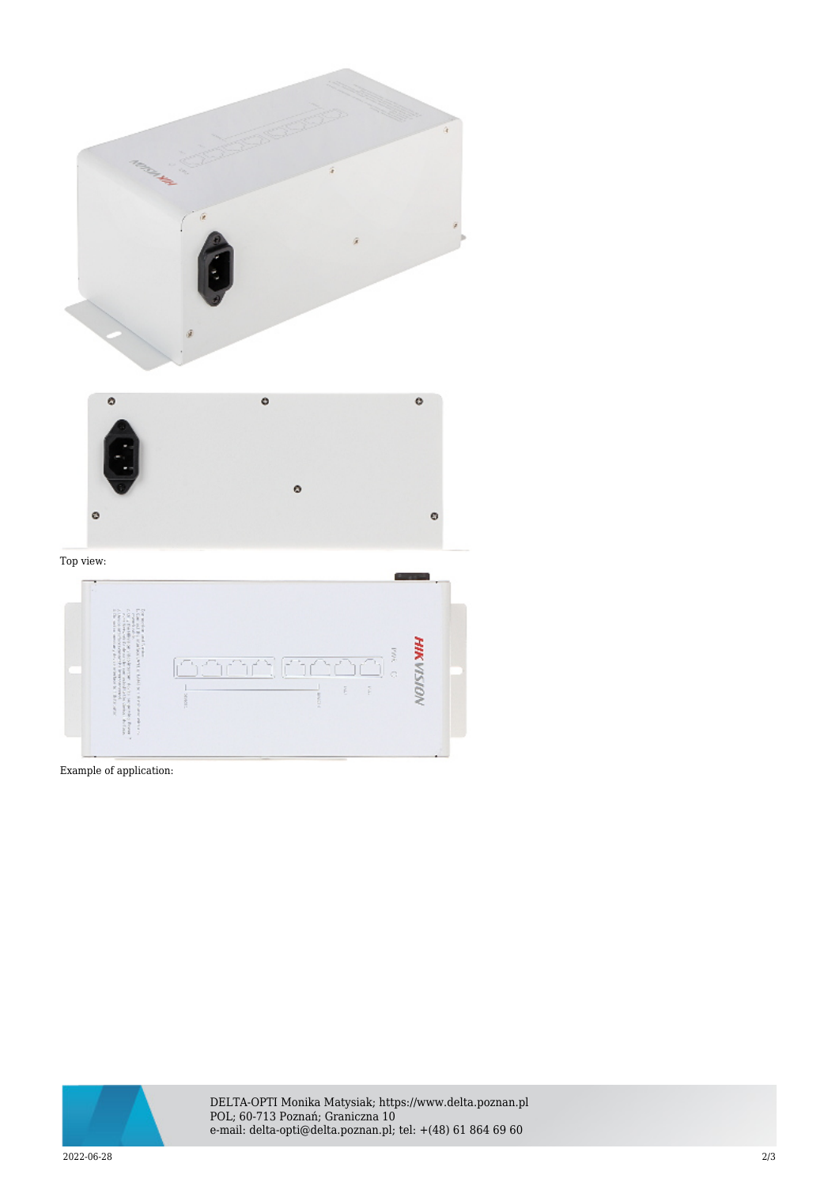Top view:

Example of application: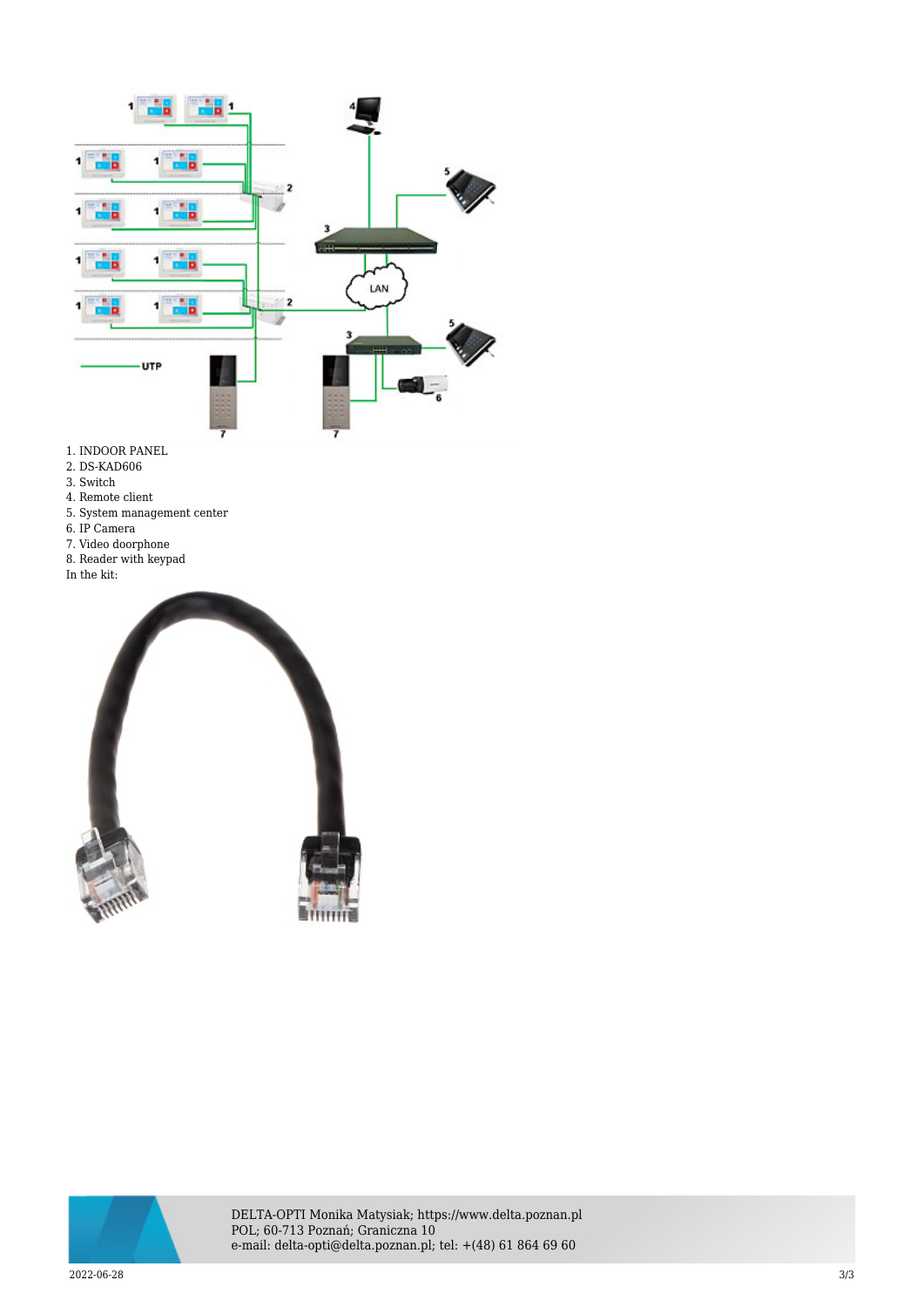1. INDOOR PANEL
2. DS-KAD606
3. Switch
4. Remote client
5. System management center
6. IP Camera
7. Video doorphone
8. Reader with keypad

In the kit:

DELTA-OPTI Monika Matysiak; https://www.delta.poznan.pl
POL; 60-713 Poznań; Graniczna 10
e-mail: delta-opti@delta.poznan.pl; tel: +(48) 61 864 69 60

2022-06-28